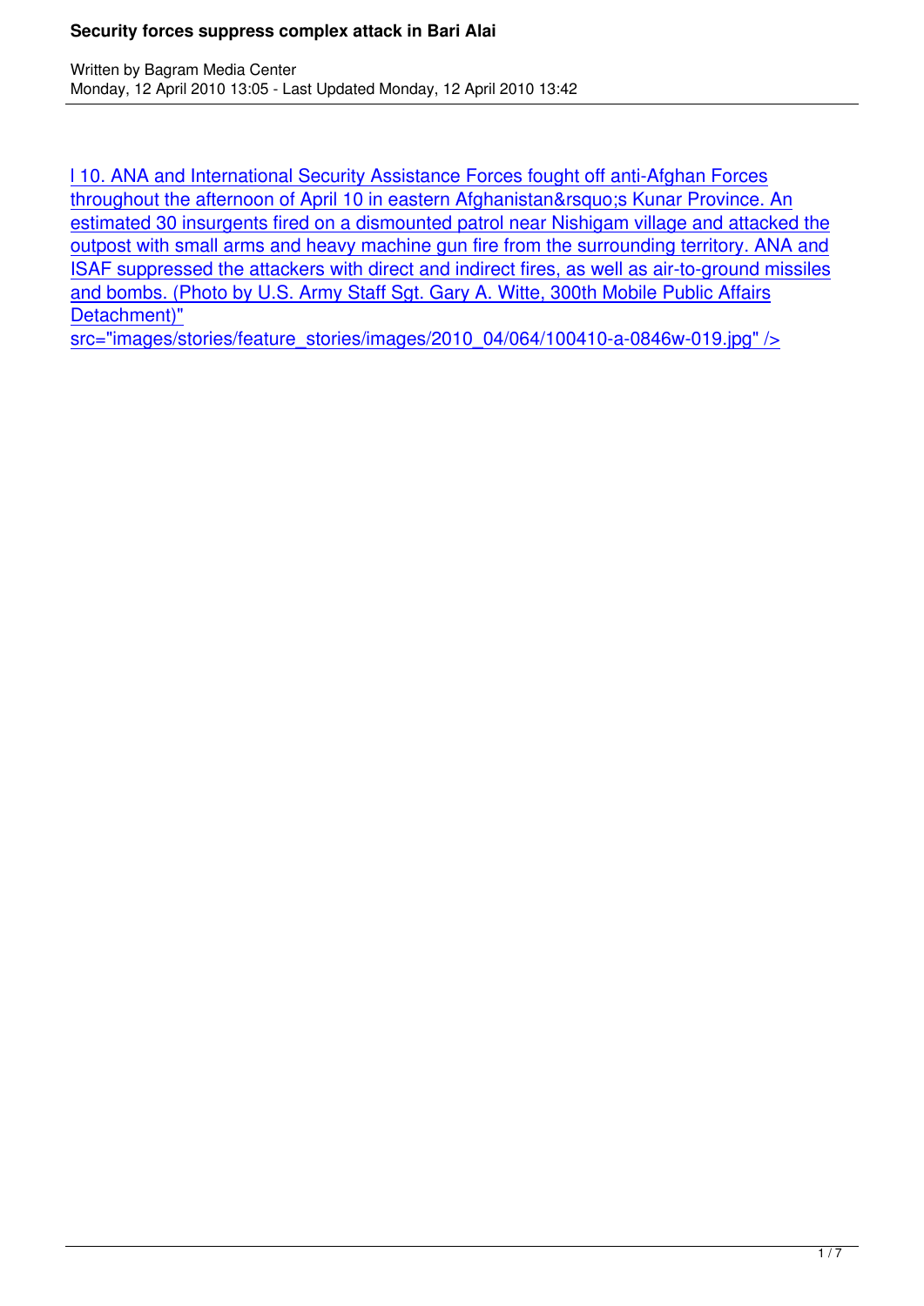# Security forces suppress complex attack in Bari Alai

Written by Bagram Media Center
Monday, 12 April 2010 13:05 - Last Updated Monday, 12 April 2010 13:42

l 10. ANA and International Security Assistance Forces fought off anti-Afghan Forces throughout the afternoon of April 10 in eastern Afghanistan&rsquo;s Kunar Province. An estimated 30 insurgents fired on a dismounted patrol near Nishigam village and attacked the outpost with small arms and heavy machine gun fire from the surrounding territory. ANA and ISAF suppressed the attackers with direct and indirect fires, as well as air-to-ground missiles and bombs. (Photo by U.S. Army Staff Sgt. Gary A. Witte, 300th Mobile Public Affairs Detachment)" src="images/stories/feature_stories/images/2010_04/064/100410-a-0846w-019.jpg" />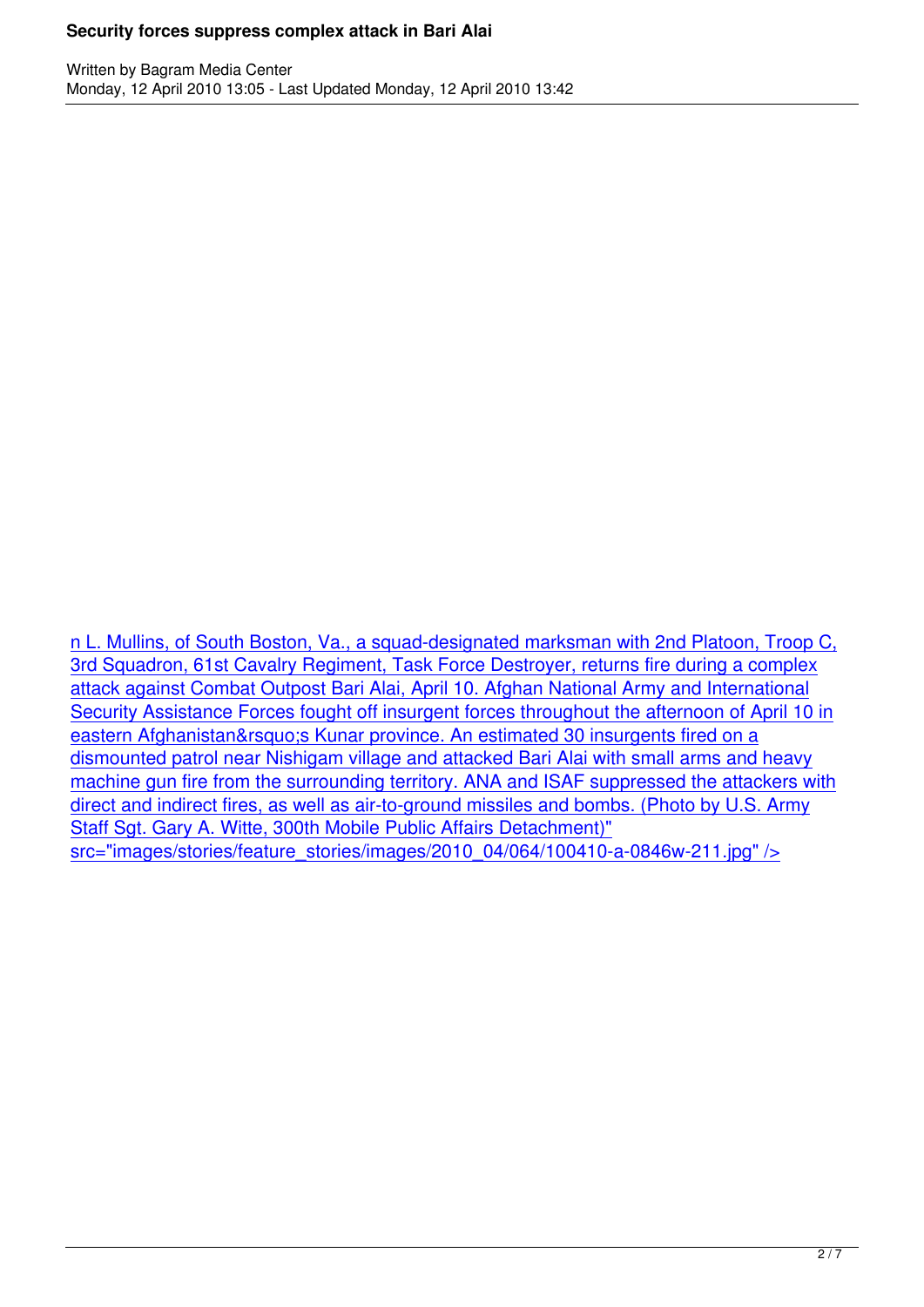n L. Mullins, of South Boston, Va., a squad-designated marksman with 2nd Platoon, Troop C, 3rd Squadron, 61st Cavalry Regiment, Task Force Destroyer, returns fire during a complex attack against Combat Outpost Bari Alai, April 10. Afghan National Army and International Security Assistance Forces fought off insurgent forces throughout the afternoon of April 10 in eastern Afghanistan&rsquo;s Kunar province. An estimated 30 insurgents fired on a dismounted patrol near Nishigam village and attacked Bari Alai with small arms and heavy machine gun fire from the surrounding territory. ANA and ISAF suppressed the attackers with direct and indirect fires, as well as air-to-ground missiles and bombs. (Photo by U.S. Army Staff Sgt. Gary A. Witte, 300th Mobile Public Affairs Detachment)" src="images/stories/feature_stories/images/2010_04/064/100410-a-0846w-211.jpg" />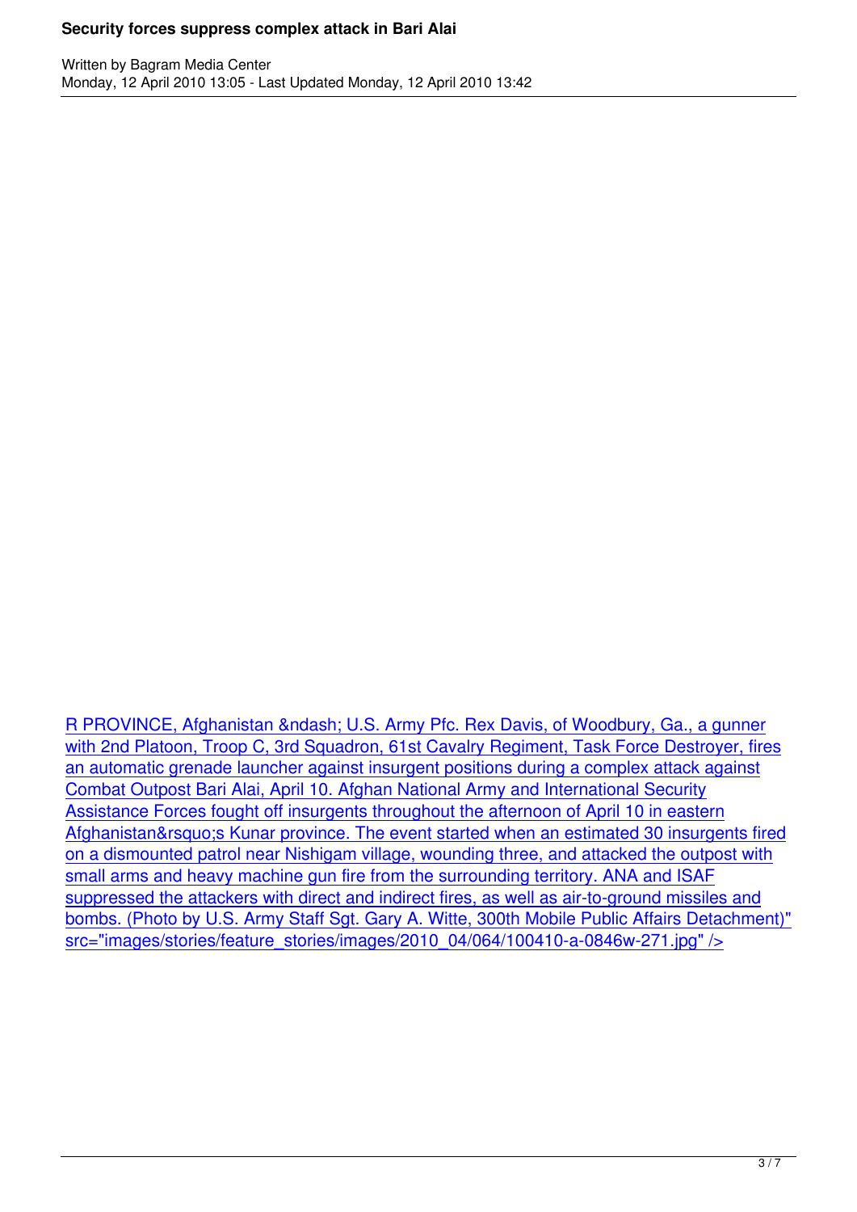R PROVINCE, Afghanistan &ndash; U.S. Army Pfc. Rex Davis, of Woodbury, Ga., a gunner with 2nd Platoon, Troop C, 3rd Squadron, 61st Cavalry Regiment, Task Force Destroyer, fires an automatic grenade launcher against insurgent positions during a complex attack against Combat Outpost Bari Alai, April 10. Afghan National Army and International Security Assistance Forces fought off insurgents throughout the afternoon of April 10 in eastern Afghanistan&rsquo;s Kunar province. The event started when an estimated 30 insurgents fired on a dismounted patrol near Nishigam village, wounding three, and attacked the outpost with small arms and heavy machine gun fire from the surrounding territory. ANA and ISAF suppressed the attackers with direct and indirect fires, as well as air-to-ground missiles and bombs. (Photo by U.S. Army Staff Sgt. Gary A. Witte, 300th Mobile Public Affairs Detachment)" src="images/stories/feature_stories/images/2010_04/064/100410-a-0846w-271.jpg" />